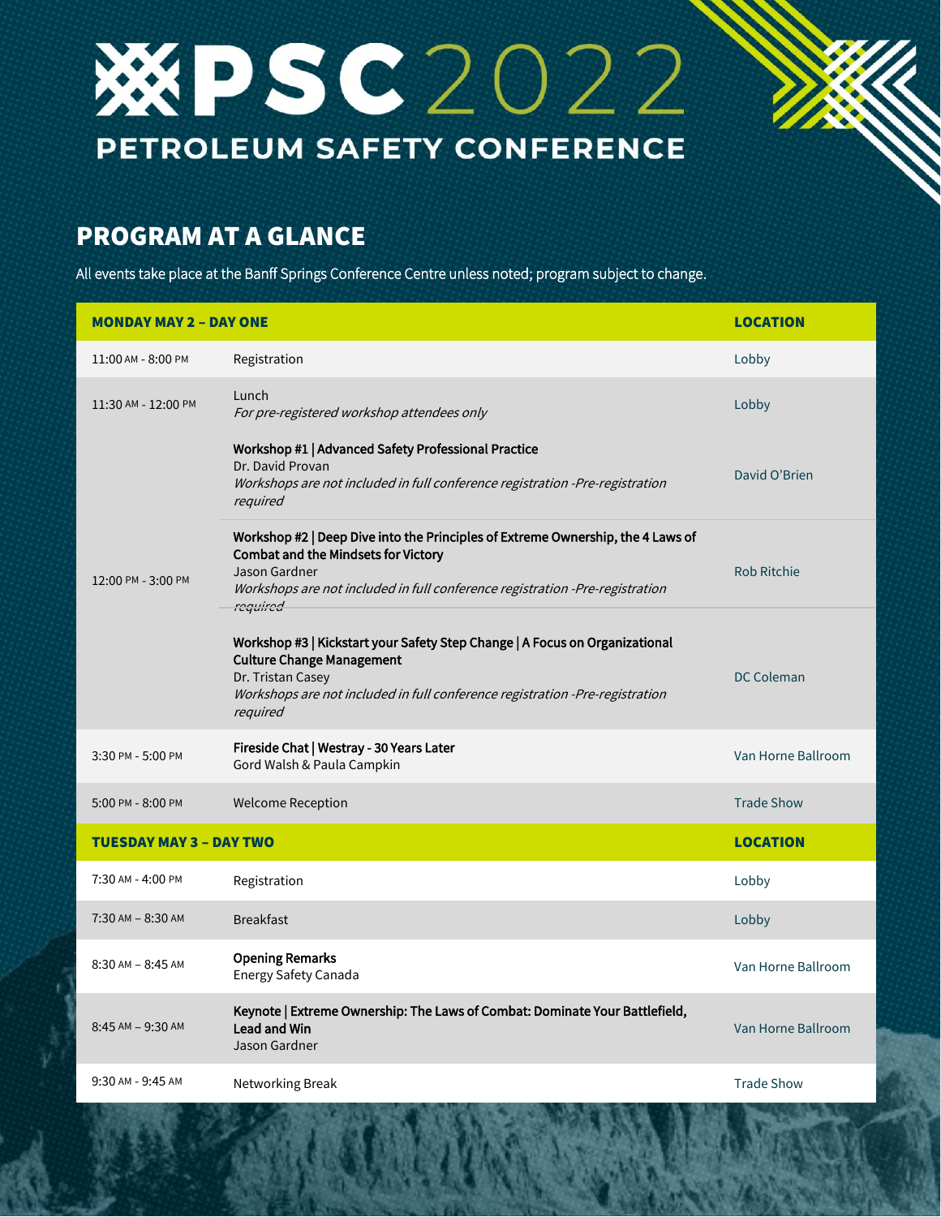# PSC 2022

## PETROLEUM SAFETY CONFERENCE

## PROGRAM AT A GLANCE

All events take place at the Banff Springs Conference Centre unless noted; program subject to change.

| MONDAY MAY 2 – DAY ONE | | LOCATION |
|---|---|---|
| 11:00 AM - 8:00 PM | Registration | Lobby |
| 11:30 AM - 12:00 PM | Lunch<br>*For pre-registered workshop attendees only* | Lobby |
| 12:00 PM - 3:00 PM | **Workshop #1 \| Advanced Safety Professional Practice**<br>Dr. David Provan<br>*Workshops are not included in full conference registration -Pre-registration required* | David O'Brien |
| | **Workshop #2 \| Deep Dive into the Principles of Extreme Ownership, the 4 Laws of Combat and the Mindsets for Victory**<br>Jason Gardner<br>*Workshops are not included in full conference registration -Pre-registration required* | Rob Ritchie |
| | **Workshop #3 \| Kickstart your Safety Step Change \| A Focus on Organizational Culture Change Management**<br>Dr. Tristan Casey<br>*Workshops are not included in full conference registration -Pre-registration required* | DC Coleman |
| 3:30 PM - 5:00 PM | **Fireside Chat \| Westray - 30 Years Later**<br>Gord Walsh & Paula Campkin | Van Horne Ballroom |
| 5:00 PM - 8:00 PM | Welcome Reception | Trade Show |
| **TUESDAY MAY 3 – DAY TWO** | | **LOCATION** |
| 7:30 AM - 4:00 PM | Registration | Lobby |
| 7:30 AM – 8:30 AM | Breakfast | Lobby |
| 8:30 AM – 8:45 AM | **Opening Remarks**<br>Energy Safety Canada | Van Horne Ballroom |
| 8:45 AM – 9:30 AM | **Keynote \| Extreme Ownership: The Laws of Combat: Dominate Your Battlefield, Lead and Win**<br>Jason Gardner | Van Horne Ballroom |
| 9:30 AM - 9:45 AM | Networking Break | Trade Show |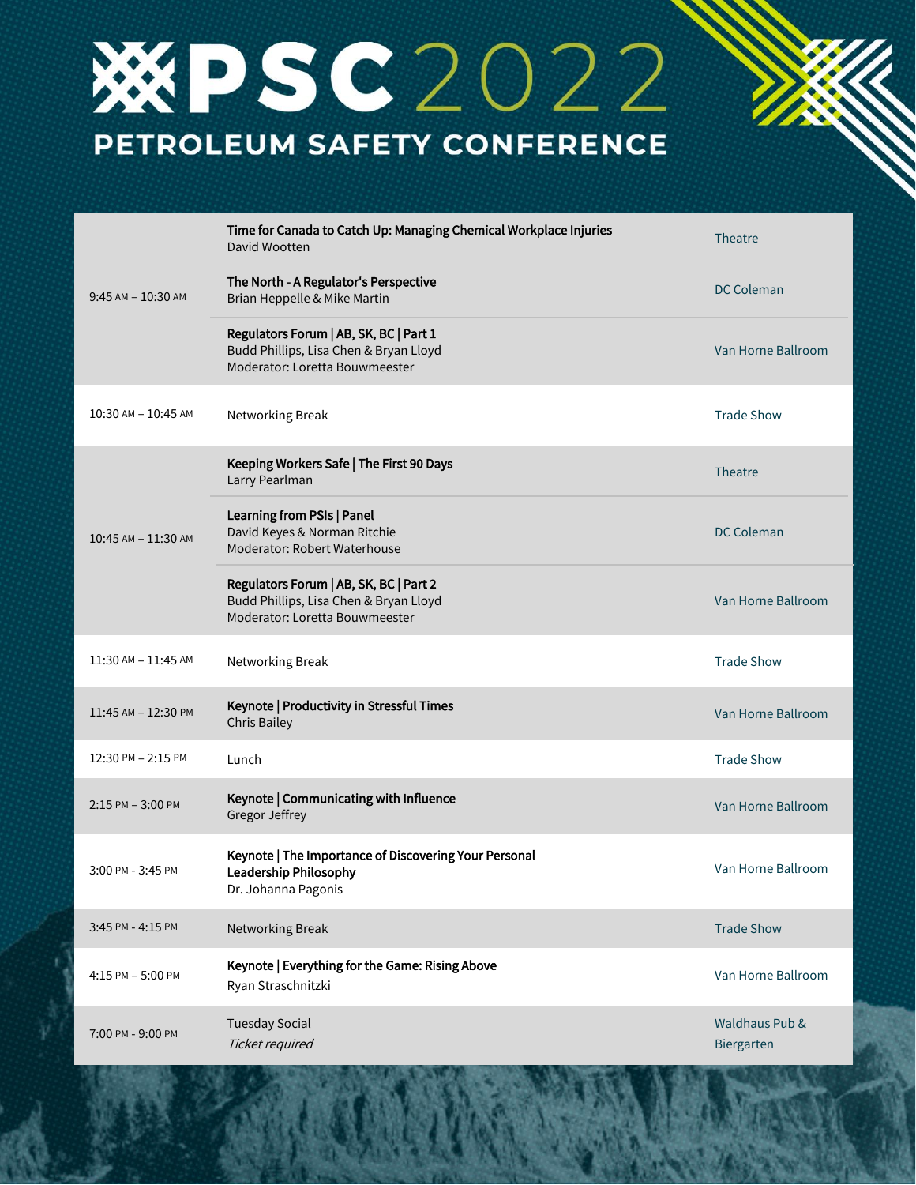# PSC 2022

## PETROLEUM SAFETY CONFERENCE

| Time | Session | Location |
|---|---|---|
| 9:45 AM – 10:30 AM | **Time for Canada to Catch Up: Managing Chemical Workplace Injuries**<br>David Wootten | Theatre |
| | **The North - A Regulator's Perspective**<br>Brian Heppelle & Mike Martin | DC Coleman |
| | **Regulators Forum \| AB, SK, BC \| Part 1**<br>Budd Phillips, Lisa Chen & Bryan Lloyd<br>Moderator: Loretta Bouwmeester | Van Horne Ballroom |
| 10:30 AM – 10:45 AM | Networking Break | Trade Show |
| 10:45 AM – 11:30 AM | **Keeping Workers Safe \| The First 90 Days**<br>Larry Pearlman | Theatre |
| | **Learning from PSIs \| Panel**<br>David Keyes & Norman Ritchie<br>Moderator: Robert Waterhouse | DC Coleman |
| | **Regulators Forum \| AB, SK, BC \| Part 2**<br>Budd Phillips, Lisa Chen & Bryan Lloyd<br>Moderator: Loretta Bouwmeester | Van Horne Ballroom |
| 11:30 AM – 11:45 AM | Networking Break | Trade Show |
| 11:45 AM – 12:30 PM | **Keynote \| Productivity in Stressful Times**<br>Chris Bailey | Van Horne Ballroom |
| 12:30 PM – 2:15 PM | Lunch | Trade Show |
| 2:15 PM – 3:00 PM | **Keynote \| Communicating with Influence**<br>Gregor Jeffrey | Van Horne Ballroom |
| 3:00 PM - 3:45 PM | **Keynote \| The Importance of Discovering Your Personal Leadership Philosophy**<br>Dr. Johanna Pagonis | Van Horne Ballroom |
| 3:45 PM - 4:15 PM | Networking Break | Trade Show |
| 4:15 PM – 5:00 PM | **Keynote \| Everything for the Game: Rising Above**<br>Ryan Straschnitzki | Van Horne Ballroom |
| 7:00 PM - 9:00 PM | Tuesday Social<br>*Ticket required* | Waldhaus Pub & Biergarten |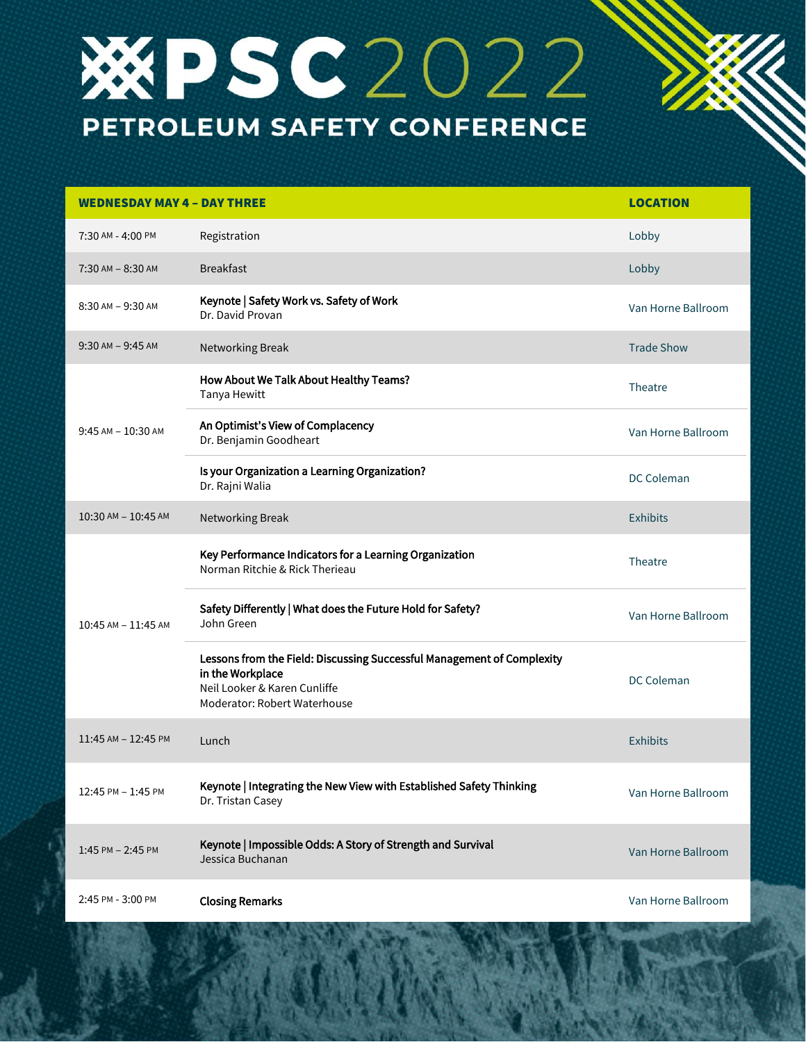# PSC 2022

## PETROLEUM SAFETY CONFERENCE

| WEDNESDAY MAY 4 – DAY THREE | | LOCATION |
|---|---|---|
| 7:30 AM - 4:00 PM | Registration | Lobby |
| 7:30 AM – 8:30 AM | Breakfast | Lobby |
| 8:30 AM – 9:30 AM | **Keynote \| Safety Work vs. Safety of Work**<br>Dr. David Provan | Van Horne Ballroom |
| 9:30 AM – 9:45 AM | Networking Break | Trade Show |
| 9:45 AM – 10:30 AM | **How About We Talk About Healthy Teams?**<br>Tanya Hewitt | Theatre |
| | **An Optimist's View of Complacency**<br>Dr. Benjamin Goodheart | Van Horne Ballroom |
| | **Is your Organization a Learning Organization?**<br>Dr. Rajni Walia | DC Coleman |
| 10:30 AM – 10:45 AM | Networking Break | Exhibits |
| 10:45 AM – 11:45 AM | **Key Performance Indicators for a Learning Organization**<br>Norman Ritchie & Rick Therieau | Theatre |
| | **Safety Differently \| What does the Future Hold for Safety?**<br>John Green | Van Horne Ballroom |
| | **Lessons from the Field: Discussing Successful Management of Complexity in the Workplace**<br>Neil Looker & Karen Cunliffe<br>Moderator: Robert Waterhouse | DC Coleman |
| 11:45 AM – 12:45 PM | Lunch | Exhibits |
| 12:45 PM – 1:45 PM | **Keynote \| Integrating the New View with Established Safety Thinking**<br>Dr. Tristan Casey | Van Horne Ballroom |
| 1:45 PM – 2:45 PM | **Keynote \| Impossible Odds: A Story of Strength and Survival**<br>Jessica Buchanan | Van Horne Ballroom |
| 2:45 PM - 3:00 PM | **Closing Remarks** | Van Horne Ballroom |